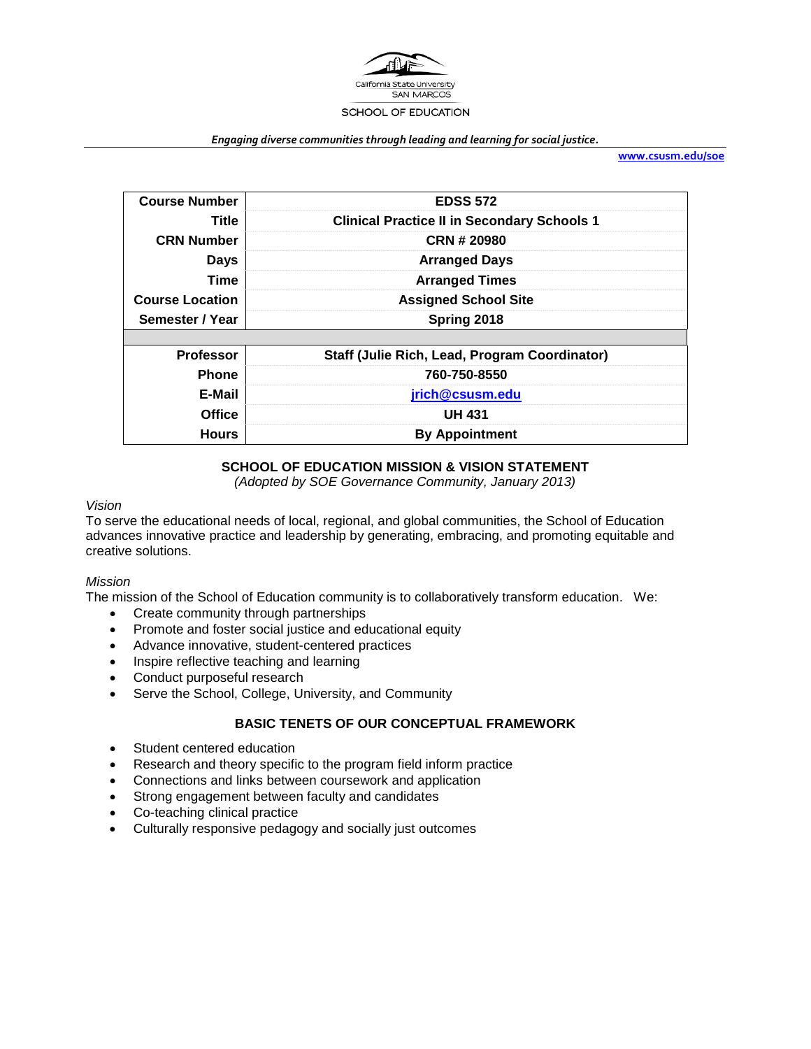California State University
SAN MARCOS

SCHOOL OF EDUCATION

*Engaging diverse communities through leading and learning for social justice.*

www.csusm.edu/soe

| Course Number | EDSS 572 |
|---|---|
| Title | Clinical Practice II in Secondary Schools 1 |
| CRN Number | CRN # 20980 |
| Days | Arranged Days |
| Time | Arranged Times |
| Course Location | Assigned School Site |
| Semester / Year | Spring 2018 |
| | |
| Professor | Staff (Julie Rich, Lead, Program Coordinator) |
| Phone | 760-750-8550 |
| E-Mail | jrich@csusm.edu |
| Office | UH 431 |
| Hours | By Appointment |

## SCHOOL OF EDUCATION MISSION & VISION STATEMENT

*(Adopted by SOE Governance Community, January 2013)*

*Vision*

To serve the educational needs of local, regional, and global communities, the School of Education advances innovative practice and leadership by generating, embracing, and promoting equitable and creative solutions.

*Mission*

The mission of the School of Education community is to collaboratively transform education. We:

- Create community through partnerships
- Promote and foster social justice and educational equity
- Advance innovative, student-centered practices
- Inspire reflective teaching and learning
- Conduct purposeful research
- Serve the School, College, University, and Community

## BASIC TENETS OF OUR CONCEPTUAL FRAMEWORK

- Student centered education
- Research and theory specific to the program field inform practice
- Connections and links between coursework and application
- Strong engagement between faculty and candidates
- Co-teaching clinical practice
- Culturally responsive pedagogy and socially just outcomes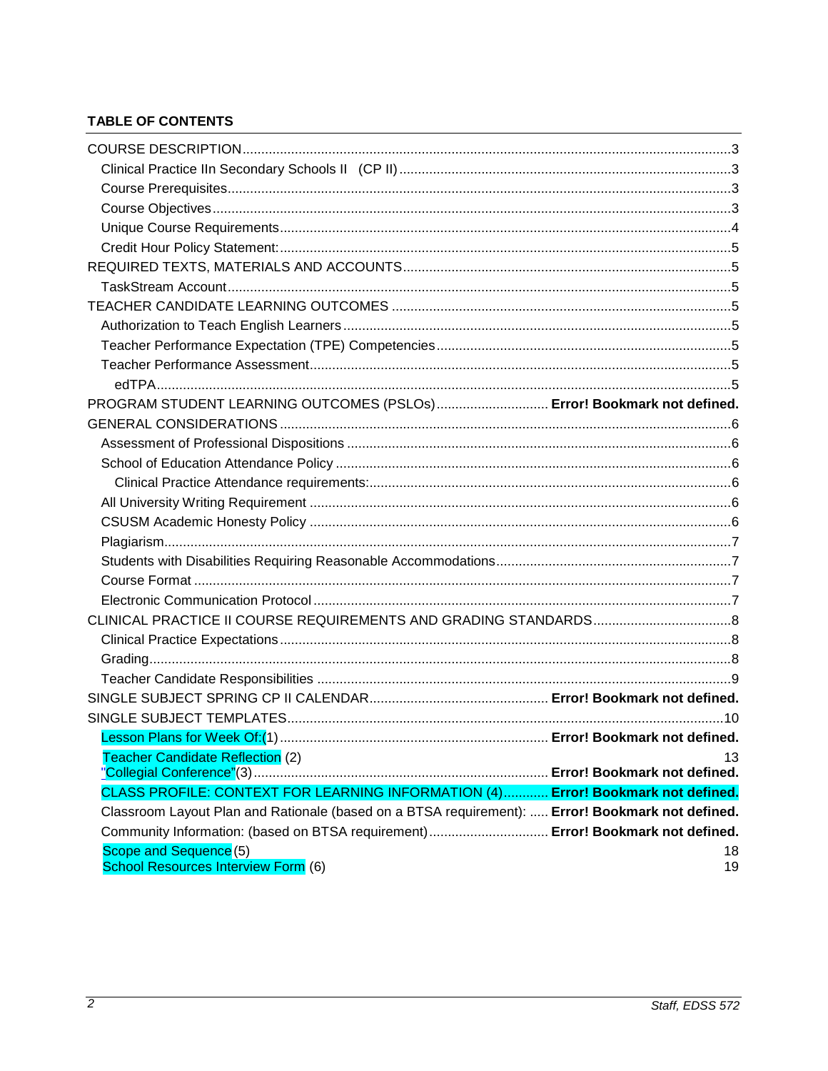**TABLE OF CONTENTS**

COURSE DESCRIPTION ..... 3
- Clinical Practice IIn Secondary Schools II (CP II) ..... 3
- Course Prerequisites ..... 3
- Course Objectives ..... 3
- Unique Course Requirements ..... 4
- Credit Hour Policy Statement: ..... 5

REQUIRED TEXTS, MATERIALS AND ACCOUNTS ..... 5
- TaskStream Account ..... 5

TEACHER CANDIDATE LEARNING OUTCOMES ..... 5
- Authorization to Teach English Learners ..... 5
- Teacher Performance Expectation (TPE) Competencies ..... 5
- Teacher Performance Assessment ..... 5
  - edTPA ..... 5

PROGRAM STUDENT LEARNING OUTCOMES (PSLOs) ..... **Error! Bookmark not defined.**

GENERAL CONSIDERATIONS ..... 6
- Assessment of Professional Dispositions ..... 6
- School of Education Attendance Policy ..... 6
  - Clinical Practice Attendance requirements: ..... 6
- All University Writing Requirement ..... 6
- CSUSM Academic Honesty Policy ..... 6
- Plagiarism ..... 7
- Students with Disabilities Requiring Reasonable Accommodations ..... 7
- Course Format ..... 7
- Electronic Communication Protocol ..... 7

CLINICAL PRACTICE II COURSE REQUIREMENTS AND GRADING STANDARDS ..... 8
- Clinical Practice Expectations ..... 8
- Grading ..... 8
- Teacher Candidate Responsibilities ..... 9

SINGLE SUBJECT SPRING CP II CALENDAR ..... **Error! Bookmark not defined.**

SINGLE SUBJECT TEMPLATES ..... 10
- Lesson Plans for Week Of:(1) ..... **Error! Bookmark not defined.**
- Teacher Candidate Reflection (2) ..... 13
- "Collegial Conference"(3) ..... **Error! Bookmark not defined.**
- CLASS PROFILE: CONTEXT FOR LEARNING INFORMATION (4) ..... **Error! Bookmark not defined.**
- Classroom Layout Plan and Rationale (based on a BTSA requirement): ..... **Error! Bookmark not defined.**
- Community Information: (based on BTSA requirement) ..... **Error! Bookmark not defined.**
- Scope and Sequence (5) ..... 18
- School Resources Interview Form (6) ..... 19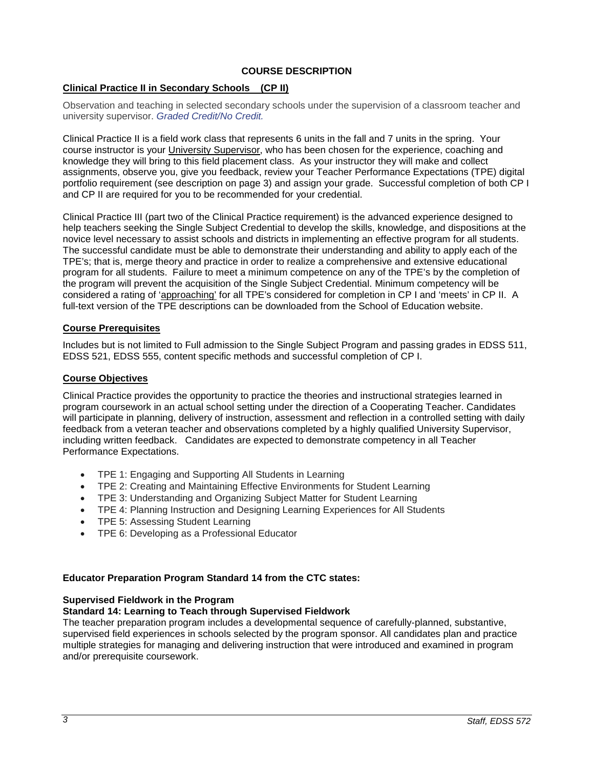## COURSE DESCRIPTION

**Clinical Practice II in Secondary Schools (CP II)**

Observation and teaching in selected secondary schools under the supervision of a classroom teacher and university supervisor. *Graded Credit/No Credit.*

Clinical Practice II is a field work class that represents 6 units in the fall and 7 units in the spring. Your course instructor is your University Supervisor, who has been chosen for the experience, coaching and knowledge they will bring to this field placement class. As your instructor they will make and collect assignments, observe you, give you feedback, review your Teacher Performance Expectations (TPE) digital portfolio requirement (see description on page 3) and assign your grade. Successful completion of both CP I and CP II are required for you to be recommended for your credential.

Clinical Practice III (part two of the Clinical Practice requirement) is the advanced experience designed to help teachers seeking the Single Subject Credential to develop the skills, knowledge, and dispositions at the novice level necessary to assist schools and districts in implementing an effective program for all students. The successful candidate must be able to demonstrate their understanding and ability to apply each of the TPE's; that is, merge theory and practice in order to realize a comprehensive and extensive educational program for all students. Failure to meet a minimum competence on any of the TPE's by the completion of the program will prevent the acquisition of the Single Subject Credential. Minimum competency will be considered a rating of 'approaching' for all TPE's considered for completion in CP I and 'meets' in CP II. A full-text version of the TPE descriptions can be downloaded from the School of Education website.

**Course Prerequisites**

Includes but is not limited to Full admission to the Single Subject Program and passing grades in EDSS 511, EDSS 521, EDSS 555, content specific methods and successful completion of CP I.

**Course Objectives**

Clinical Practice provides the opportunity to practice the theories and instructional strategies learned in program coursework in an actual school setting under the direction of a Cooperating Teacher. Candidates will participate in planning, delivery of instruction, assessment and reflection in a controlled setting with daily feedback from a veteran teacher and observations completed by a highly qualified University Supervisor, including written feedback. Candidates are expected to demonstrate competency in all Teacher Performance Expectations.

- TPE 1: Engaging and Supporting All Students in Learning
- TPE 2: Creating and Maintaining Effective Environments for Student Learning
- TPE 3: Understanding and Organizing Subject Matter for Student Learning
- TPE 4: Planning Instruction and Designing Learning Experiences for All Students
- TPE 5: Assessing Student Learning
- TPE 6: Developing as a Professional Educator

**Educator Preparation Program Standard 14 from the CTC states:**

**Supervised Fieldwork in the Program**
**Standard 14: Learning to Teach through Supervised Fieldwork**
The teacher preparation program includes a developmental sequence of carefully-planned, substantive, supervised field experiences in schools selected by the program sponsor. All candidates plan and practice multiple strategies for managing and delivering instruction that were introduced and examined in program and/or prerequisite coursework.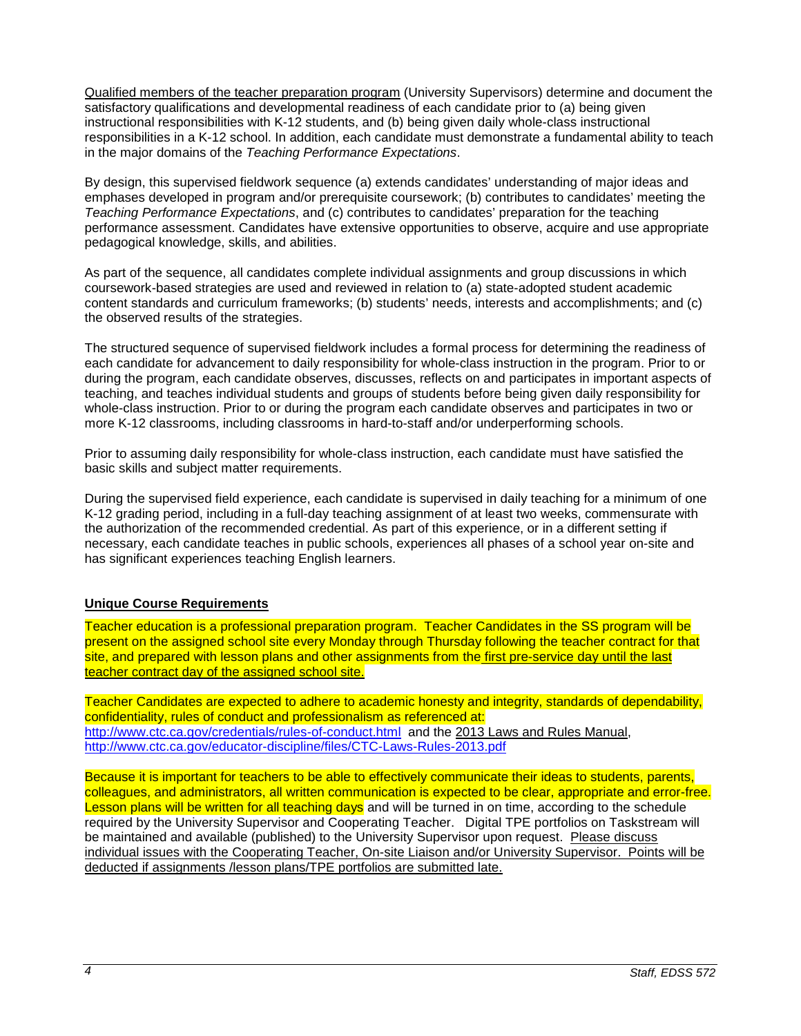Qualified members of the teacher preparation program (University Supervisors) determine and document the satisfactory qualifications and developmental readiness of each candidate prior to (a) being given instructional responsibilities with K-12 students, and (b) being given daily whole-class instructional responsibilities in a K-12 school. In addition, each candidate must demonstrate a fundamental ability to teach in the major domains of the *Teaching Performance Expectations*.

By design, this supervised fieldwork sequence (a) extends candidates' understanding of major ideas and emphases developed in program and/or prerequisite coursework; (b) contributes to candidates' meeting the *Teaching Performance Expectations*, and (c) contributes to candidates' preparation for the teaching performance assessment. Candidates have extensive opportunities to observe, acquire and use appropriate pedagogical knowledge, skills, and abilities.

As part of the sequence, all candidates complete individual assignments and group discussions in which coursework-based strategies are used and reviewed in relation to (a) state-adopted student academic content standards and curriculum frameworks; (b) students' needs, interests and accomplishments; and (c) the observed results of the strategies.

The structured sequence of supervised fieldwork includes a formal process for determining the readiness of each candidate for advancement to daily responsibility for whole-class instruction in the program. Prior to or during the program, each candidate observes, discusses, reflects on and participates in important aspects of teaching, and teaches individual students and groups of students before being given daily responsibility for whole-class instruction. Prior to or during the program each candidate observes and participates in two or more K-12 classrooms, including classrooms in hard-to-staff and/or underperforming schools.

Prior to assuming daily responsibility for whole-class instruction, each candidate must have satisfied the basic skills and subject matter requirements.

During the supervised field experience, each candidate is supervised in daily teaching for a minimum of one K-12 grading period, including in a full-day teaching assignment of at least two weeks, commensurate with the authorization of the recommended credential. As part of this experience, or in a different setting if necessary, each candidate teaches in public schools, experiences all phases of a school year on-site and has significant experiences teaching English learners.

## Unique Course Requirements

Teacher education is a professional preparation program. Teacher Candidates in the SS program will be present on the assigned school site every Monday through Thursday following the teacher contract for that site, and prepared with lesson plans and other assignments from the first pre-service day until the last teacher contract day of the assigned school site.

Teacher Candidates are expected to adhere to academic honesty and integrity, standards of dependability, confidentiality, rules of conduct and professionalism as referenced at: http://www.ctc.ca.gov/credentials/rules-of-conduct.html and the 2013 Laws and Rules Manual, http://www.ctc.ca.gov/educator-discipline/files/CTC-Laws-Rules-2013.pdf

Because it is important for teachers to be able to effectively communicate their ideas to students, parents, colleagues, and administrators, all written communication is expected to be clear, appropriate and error-free. Lesson plans will be written for all teaching days and will be turned in on time, according to the schedule required by the University Supervisor and Cooperating Teacher. Digital TPE portfolios on Taskstream will be maintained and available (published) to the University Supervisor upon request. Please discuss individual issues with the Cooperating Teacher, On-site Liaison and/or University Supervisor. Points will be deducted if assignments /lesson plans/TPE portfolios are submitted late.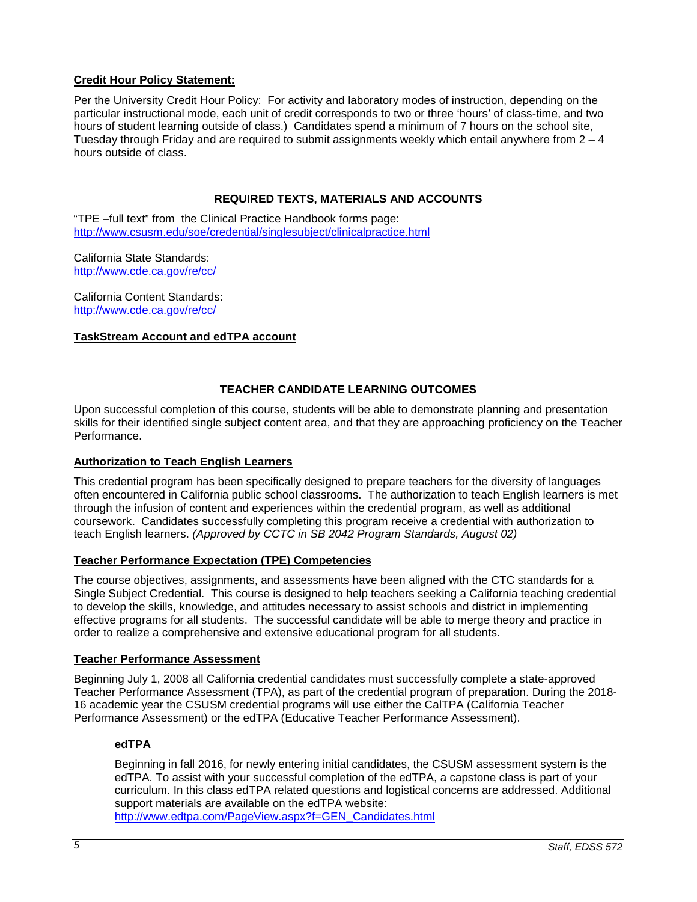**Credit Hour Policy Statement:**

Per the University Credit Hour Policy: For activity and laboratory modes of instruction, depending on the particular instructional mode, each unit of credit corresponds to two or three 'hours' of class-time, and two hours of student learning outside of class.) Candidates spend a minimum of 7 hours on the school site, Tuesday through Friday and are required to submit assignments weekly which entail anywhere from 2 – 4 hours outside of class.

## REQUIRED TEXTS, MATERIALS AND ACCOUNTS

"TPE –full text" from the Clinical Practice Handbook forms page:
http://www.csusm.edu/soe/credential/singlesubject/clinicalpractice.html

California State Standards:
http://www.cde.ca.gov/re/cc/

California Content Standards:
http://www.cde.ca.gov/re/cc/

**TaskStream Account and edTPA account**

## TEACHER CANDIDATE LEARNING OUTCOMES

Upon successful completion of this course, students will be able to demonstrate planning and presentation skills for their identified single subject content area, and that they are approaching proficiency on the Teacher Performance.

**Authorization to Teach English Learners**

This credential program has been specifically designed to prepare teachers for the diversity of languages often encountered in California public school classrooms. The authorization to teach English learners is met through the infusion of content and experiences within the credential program, as well as additional coursework. Candidates successfully completing this program receive a credential with authorization to teach English learners. *(Approved by CCTC in SB 2042 Program Standards, August 02)*

**Teacher Performance Expectation (TPE) Competencies**

The course objectives, assignments, and assessments have been aligned with the CTC standards for a Single Subject Credential. This course is designed to help teachers seeking a California teaching credential to develop the skills, knowledge, and attitudes necessary to assist schools and district in implementing effective programs for all students. The successful candidate will be able to merge theory and practice in order to realize a comprehensive and extensive educational program for all students.

**Teacher Performance Assessment**

Beginning July 1, 2008 all California credential candidates must successfully complete a state-approved Teacher Performance Assessment (TPA), as part of the credential program of preparation. During the 2018-16 academic year the CSUSM credential programs will use either the CalTPA (California Teacher Performance Assessment) or the edTPA (Educative Teacher Performance Assessment).

**edTPA**

Beginning in fall 2016, for newly entering initial candidates, the CSUSM assessment system is the edTPA. To assist with your successful completion of the edTPA, a capstone class is part of your curriculum. In this class edTPA related questions and logistical concerns are addressed. Additional support materials are available on the edTPA website:
http://www.edtpa.com/PageView.aspx?f=GEN_Candidates.html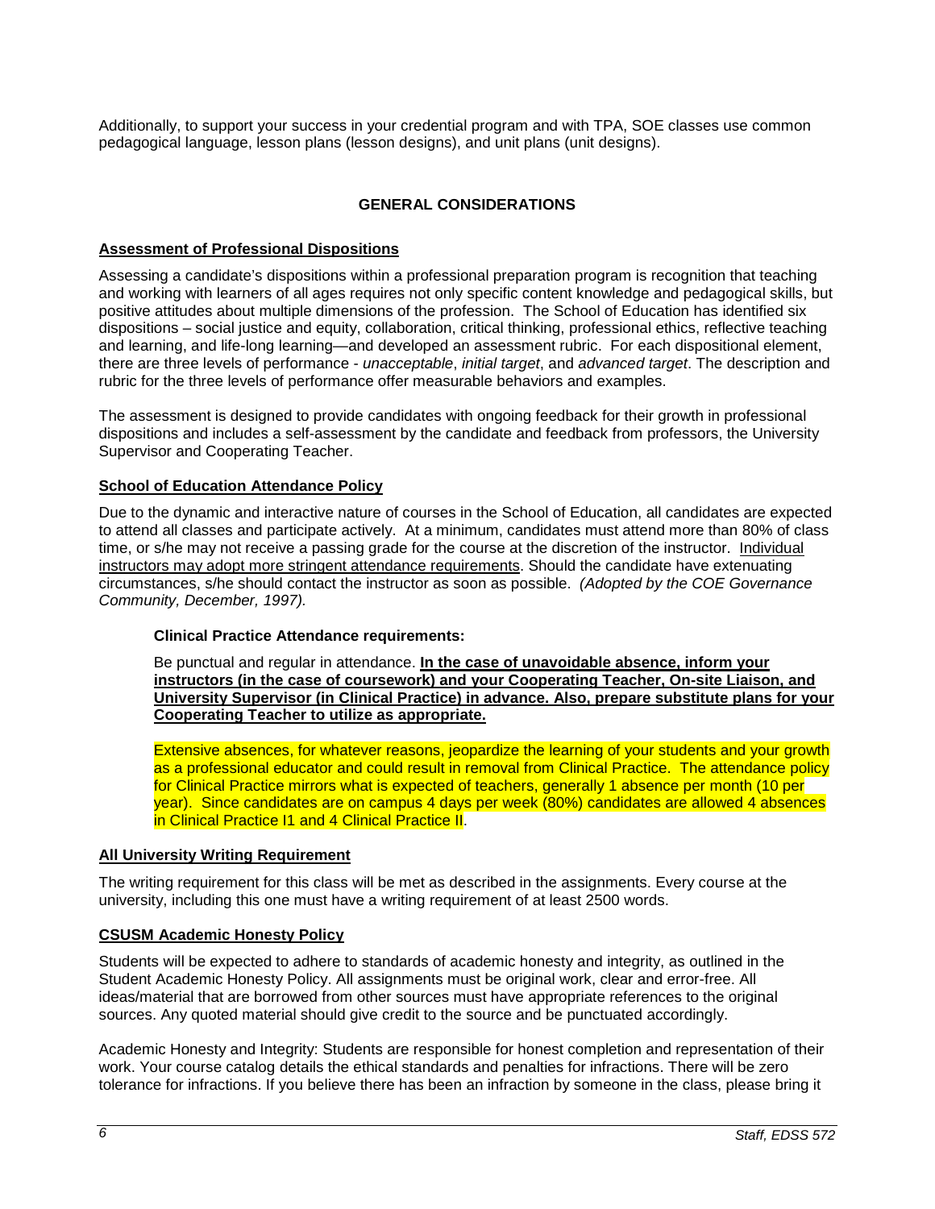Additionally, to support your success in your credential program and with TPA, SOE classes use common pedagogical language, lesson plans (lesson designs), and unit plans (unit designs).

## GENERAL CONSIDERATIONS

### Assessment of Professional Dispositions

Assessing a candidate's dispositions within a professional preparation program is recognition that teaching and working with learners of all ages requires not only specific content knowledge and pedagogical skills, but positive attitudes about multiple dimensions of the profession. The School of Education has identified six dispositions – social justice and equity, collaboration, critical thinking, professional ethics, reflective teaching and learning, and life-long learning—and developed an assessment rubric. For each dispositional element, there are three levels of performance - *unacceptable*, *initial target*, and *advanced target*. The description and rubric for the three levels of performance offer measurable behaviors and examples.

The assessment is designed to provide candidates with ongoing feedback for their growth in professional dispositions and includes a self-assessment by the candidate and feedback from professors, the University Supervisor and Cooperating Teacher.

### School of Education Attendance Policy

Due to the dynamic and interactive nature of courses in the School of Education, all candidates are expected to attend all classes and participate actively. At a minimum, candidates must attend more than 80% of class time, or s/he may not receive a passing grade for the course at the discretion of the instructor. Individual instructors may adopt more stringent attendance requirements. Should the candidate have extenuating circumstances, s/he should contact the instructor as soon as possible. *(Adopted by the COE Governance Community, December, 1997).*

**Clinical Practice Attendance requirements:**

Be punctual and regular in attendance. **In the case of unavoidable absence, inform your instructors (in the case of coursework) and your Cooperating Teacher, On-site Liaison, and University Supervisor (in Clinical Practice) in advance. Also, prepare substitute plans for your Cooperating Teacher to utilize as appropriate.**

Extensive absences, for whatever reasons, jeopardize the learning of your students and your growth as a professional educator and could result in removal from Clinical Practice. The attendance policy for Clinical Practice mirrors what is expected of teachers, generally 1 absence per month (10 per year). Since candidates are on campus 4 days per week (80%) candidates are allowed 4 absences in Clinical Practice I1 and 4 Clinical Practice II.

### All University Writing Requirement

The writing requirement for this class will be met as described in the assignments. Every course at the university, including this one must have a writing requirement of at least 2500 words.

### CSUSM Academic Honesty Policy

Students will be expected to adhere to standards of academic honesty and integrity, as outlined in the Student Academic Honesty Policy. All assignments must be original work, clear and error-free. All ideas/material that are borrowed from other sources must have appropriate references to the original sources. Any quoted material should give credit to the source and be punctuated accordingly.

Academic Honesty and Integrity: Students are responsible for honest completion and representation of their work. Your course catalog details the ethical standards and penalties for infractions. There will be zero tolerance for infractions. If you believe there has been an infraction by someone in the class, please bring it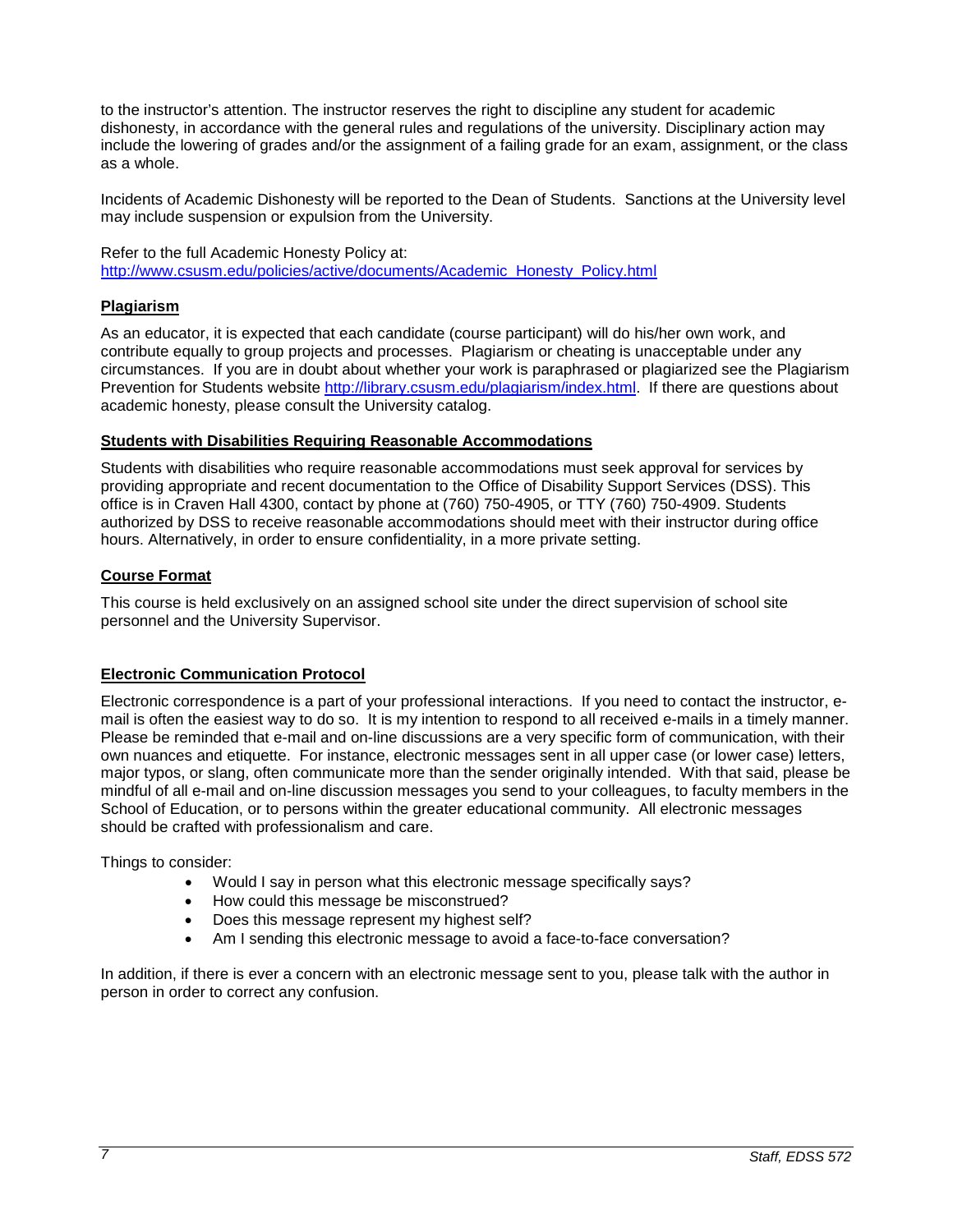to the instructor's attention. The instructor reserves the right to discipline any student for academic dishonesty, in accordance with the general rules and regulations of the university. Disciplinary action may include the lowering of grades and/or the assignment of a failing grade for an exam, assignment, or the class as a whole.

Incidents of Academic Dishonesty will be reported to the Dean of Students. Sanctions at the University level may include suspension or expulsion from the University.

Refer to the full Academic Honesty Policy at: http://www.csusm.edu/policies/active/documents/Academic_Honesty_Policy.html

### Plagiarism

As an educator, it is expected that each candidate (course participant) will do his/her own work, and contribute equally to group projects and processes. Plagiarism or cheating is unacceptable under any circumstances. If you are in doubt about whether your work is paraphrased or plagiarized see the Plagiarism Prevention for Students website http://library.csusm.edu/plagiarism/index.html. If there are questions about academic honesty, please consult the University catalog.

### Students with Disabilities Requiring Reasonable Accommodations

Students with disabilities who require reasonable accommodations must seek approval for services by providing appropriate and recent documentation to the Office of Disability Support Services (DSS). This office is in Craven Hall 4300, contact by phone at (760) 750-4905, or TTY (760) 750-4909. Students authorized by DSS to receive reasonable accommodations should meet with their instructor during office hours. Alternatively, in order to ensure confidentiality, in a more private setting.

### Course Format

This course is held exclusively on an assigned school site under the direct supervision of school site personnel and the University Supervisor.

### Electronic Communication Protocol

Electronic correspondence is a part of your professional interactions. If you need to contact the instructor, e-mail is often the easiest way to do so. It is my intention to respond to all received e-mails in a timely manner. Please be reminded that e-mail and on-line discussions are a very specific form of communication, with their own nuances and etiquette. For instance, electronic messages sent in all upper case (or lower case) letters, major typos, or slang, often communicate more than the sender originally intended. With that said, please be mindful of all e-mail and on-line discussion messages you send to your colleagues, to faculty members in the School of Education, or to persons within the greater educational community. All electronic messages should be crafted with professionalism and care.

Things to consider:

- Would I say in person what this electronic message specifically says?
- How could this message be misconstrued?
- Does this message represent my highest self?
- Am I sending this electronic message to avoid a face-to-face conversation?

In addition, if there is ever a concern with an electronic message sent to you, please talk with the author in person in order to correct any confusion.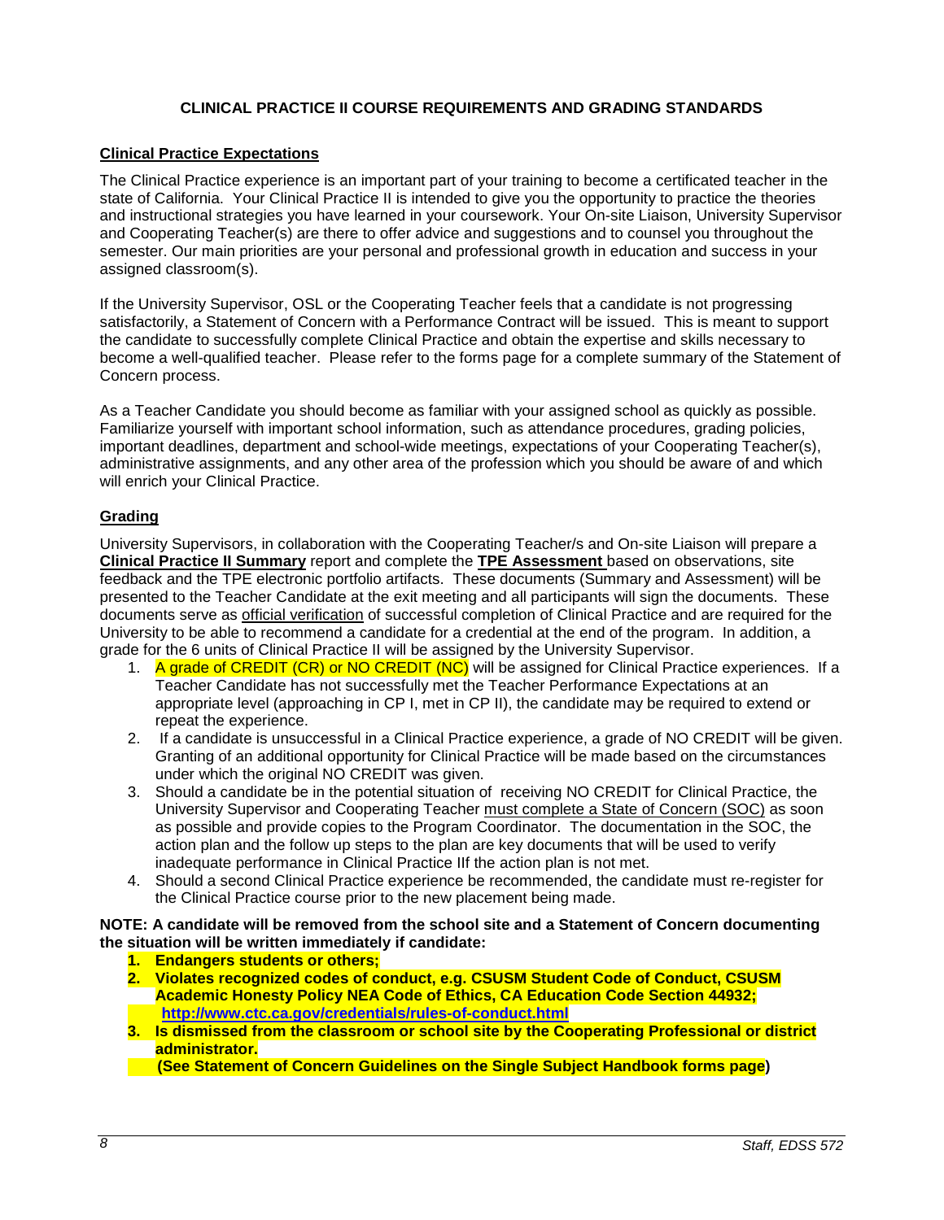## CLINICAL PRACTICE II COURSE REQUIREMENTS AND GRADING STANDARDS

### Clinical Practice Expectations

The Clinical Practice experience is an important part of your training to become a certificated teacher in the state of California. Your Clinical Practice II is intended to give you the opportunity to practice the theories and instructional strategies you have learned in your coursework. Your On-site Liaison, University Supervisor and Cooperating Teacher(s) are there to offer advice and suggestions and to counsel you throughout the semester. Our main priorities are your personal and professional growth in education and success in your assigned classroom(s).

If the University Supervisor, OSL or the Cooperating Teacher feels that a candidate is not progressing satisfactorily, a Statement of Concern with a Performance Contract will be issued. This is meant to support the candidate to successfully complete Clinical Practice and obtain the expertise and skills necessary to become a well-qualified teacher. Please refer to the forms page for a complete summary of the Statement of Concern process.

As a Teacher Candidate you should become as familiar with your assigned school as quickly as possible. Familiarize yourself with important school information, such as attendance procedures, grading policies, important deadlines, department and school-wide meetings, expectations of your Cooperating Teacher(s), administrative assignments, and any other area of the profession which you should be aware of and which will enrich your Clinical Practice.

### Grading

University Supervisors, in collaboration with the Cooperating Teacher/s and On-site Liaison will prepare a **Clinical Practice II Summary** report and complete the **TPE Assessment** based on observations, site feedback and the TPE electronic portfolio artifacts. These documents (Summary and Assessment) will be presented to the Teacher Candidate at the exit meeting and all participants will sign the documents. These documents serve as official verification of successful completion of Clinical Practice and are required for the University to be able to recommend a candidate for a credential at the end of the program. In addition, a grade for the 6 units of Clinical Practice II will be assigned by the University Supervisor.

1. A grade of CREDIT (CR) or NO CREDIT (NC) will be assigned for Clinical Practice experiences. If a Teacher Candidate has not successfully met the Teacher Performance Expectations at an appropriate level (approaching in CP I, met in CP II), the candidate may be required to extend or repeat the experience.
2. If a candidate is unsuccessful in a Clinical Practice experience, a grade of NO CREDIT will be given. Granting of an additional opportunity for Clinical Practice will be made based on the circumstances under which the original NO CREDIT was given.
3. Should a candidate be in the potential situation of receiving NO CREDIT for Clinical Practice, the University Supervisor and Cooperating Teacher must complete a State of Concern (SOC) as soon as possible and provide copies to the Program Coordinator. The documentation in the SOC, the action plan and the follow up steps to the plan are key documents that will be used to verify inadequate performance in Clinical Practice IIf the action plan is not met.
4. Should a second Clinical Practice experience be recommended, the candidate must re-register for the Clinical Practice course prior to the new placement being made.

**NOTE: A candidate will be removed from the school site and a Statement of Concern documenting the situation will be written immediately if candidate:**

1. **Endangers students or others;**
2. **Violates recognized codes of conduct, e.g. CSUSM Student Code of Conduct, CSUSM Academic Honesty Policy NEA Code of Ethics, CA Education Code Section 44932; http://www.ctc.ca.gov/credentials/rules-of-conduct.html**
3. **Is dismissed from the classroom or school site by the Cooperating Professional or district administrator.**

**(See Statement of Concern Guidelines on the Single Subject Handbook forms page)**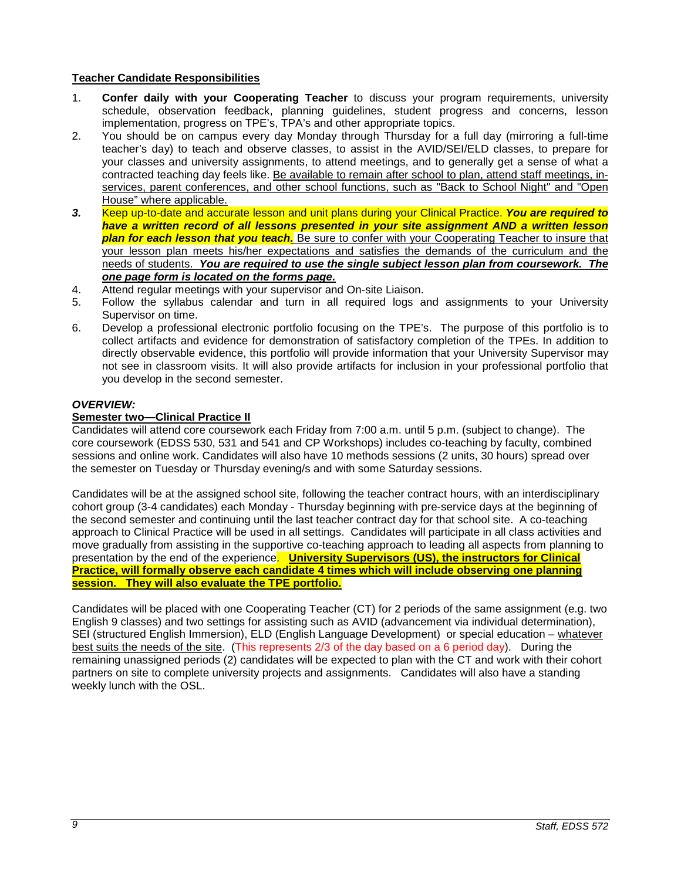**Teacher Candidate Responsibilities**

1. **Confer daily with your Cooperating Teacher** to discuss your program requirements, university schedule, observation feedback, planning guidelines, student progress and concerns, lesson implementation, progress on TPE's, TPA's and other appropriate topics.
2. You should be on campus every day Monday through Thursday for a full day (mirroring a full-time teacher's day) to teach and observe classes, to assist in the AVID/SEI/ELD classes, to prepare for your classes and university assignments, to attend meetings, and to generally get a sense of what a contracted teaching day feels like. Be available to remain after school to plan, attend staff meetings, in-services, parent conferences, and other school functions, such as "Back to School Night" and "Open House" where applicable.
3. Keep up-to-date and accurate lesson and unit plans during your Clinical Practice. ***You are required to have a written record of all lessons presented in your site assignment AND a written lesson plan for each lesson that you teach.*** Be sure to confer with your Cooperating Teacher to insure that your lesson plan meets his/her expectations and satisfies the demands of the curriculum and the needs of students. ***You are required to use the single subject lesson plan from coursework. The one page form is located on the forms page.***
4. Attend regular meetings with your supervisor and On-site Liaison.
5. Follow the syllabus calendar and turn in all required logs and assignments to your University Supervisor on time.
6. Develop a professional electronic portfolio focusing on the TPE's. The purpose of this portfolio is to collect artifacts and evidence for demonstration of satisfactory completion of the TPEs. In addition to directly observable evidence, this portfolio will provide information that your University Supervisor may not see in classroom visits. It will also provide artifacts for inclusion in your professional portfolio that you develop in the second semester.

***OVERVIEW:***

**Semester two—Clinical Practice II**

Candidates will attend core coursework each Friday from 7:00 a.m. until 5 p.m. (subject to change). The core coursework (EDSS 530, 531 and 541 and CP Workshops) includes co-teaching by faculty, combined sessions and online work. Candidates will also have 10 methods sessions (2 units, 30 hours) spread over the semester on Tuesday or Thursday evening/s and with some Saturday sessions.

Candidates will be at the assigned school site, following the teacher contract hours, with an interdisciplinary cohort group (3-4 candidates) each Monday - Thursday beginning with pre-service days at the beginning of the second semester and continuing until the last teacher contract day for that school site. A co-teaching approach to Clinical Practice will be used in all settings. Candidates will participate in all class activities and move gradually from assisting in the supportive co-teaching approach to leading all aspects from planning to presentation by the end of the experience. **University Supervisors (US), the instructors for Clinical Practice, will formally observe each candidate 4 times which will include observing one planning session. They will also evaluate the TPE portfolio.**

Candidates will be placed with one Cooperating Teacher (CT) for 2 periods of the same assignment (e.g. two English 9 classes) and two settings for assisting such as AVID (advancement via individual determination), SEI (structured English Immersion), ELD (English Language Development) or special education – whatever best suits the needs of the site. (This represents 2/3 of the day based on a 6 period day). During the remaining unassigned periods (2) candidates will be expected to plan with the CT and work with their cohort partners on site to complete university projects and assignments. Candidates will also have a standing weekly lunch with the OSL.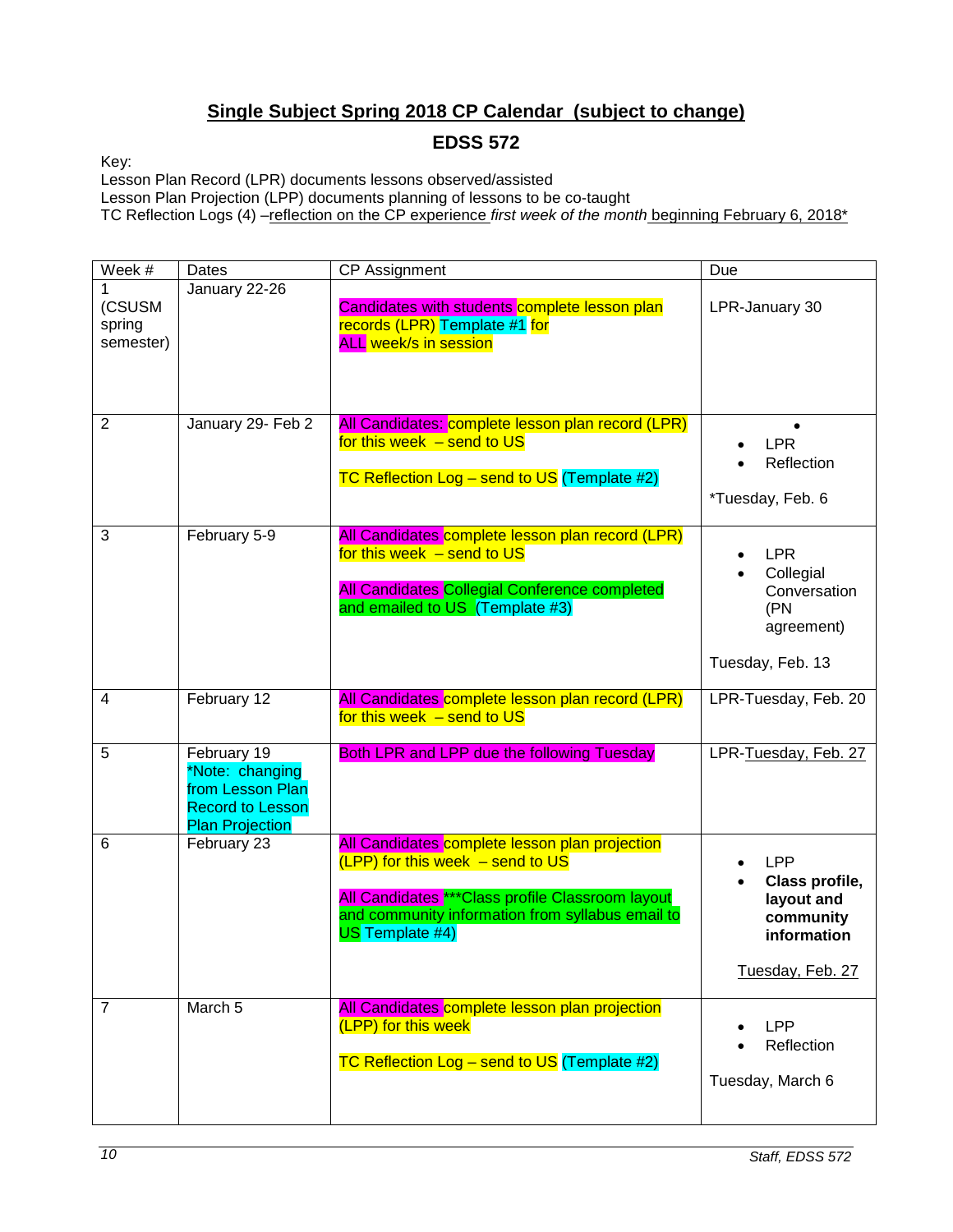## Single Subject Spring 2018 CP Calendar (subject to change)

### EDSS 572

Key:
Lesson Plan Record (LPR) documents lessons observed/assisted
Lesson Plan Projection (LPP) documents planning of lessons to be co-taught
TC Reflection Logs (4) –reflection on the CP experience *first week of the month* beginning February 6, 2018*

| Week # | Dates | CP Assignment | Due |
|---|---|---|---|
| 1 (CSUSM spring semester) | January 22-26 | Candidates with students complete lesson plan records (LPR) Template #1 for ALL week/s in session | LPR-January 30 |
| 2 | January 29- Feb 2 | All Candidates: complete lesson plan record (LPR) for this week – send to US<br><br>TC Reflection Log – send to US (Template #2) | • LPR<br>• Reflection<br><br>*Tuesday, Feb. 6 |
| 3 | February 5-9 | All Candidates complete lesson plan record (LPR) for this week – send to US<br><br>All Candidates Collegial Conference completed and emailed to US (Template #3) | • LPR<br>• Collegial Conversation (PN agreement)<br><br>Tuesday, Feb. 13 |
| 4 | February 12 | All Candidates complete lesson plan record (LPR) for this week – send to US | LPR-Tuesday, Feb. 20 |
| 5 | February 19<br>*Note: changing from Lesson Plan Record to Lesson Plan Projection | Both LPR and LPP due the following Tuesday | LPR-Tuesday, Feb. 27 |
| 6 | February 23 | All Candidates complete lesson plan projection (LPP) for this week – send to US<br><br>All Candidates ***Class profile Classroom layout and community information from syllabus email to US Template #4) | • LPP<br>• **Class profile, layout and community information**<br><br>Tuesday, Feb. 27 |
| 7 | March 5 | All Candidates complete lesson plan projection (LPP) for this week<br><br>TC Reflection Log – send to US (Template #2) | • LPP<br>• Reflection<br><br>Tuesday, March 6 |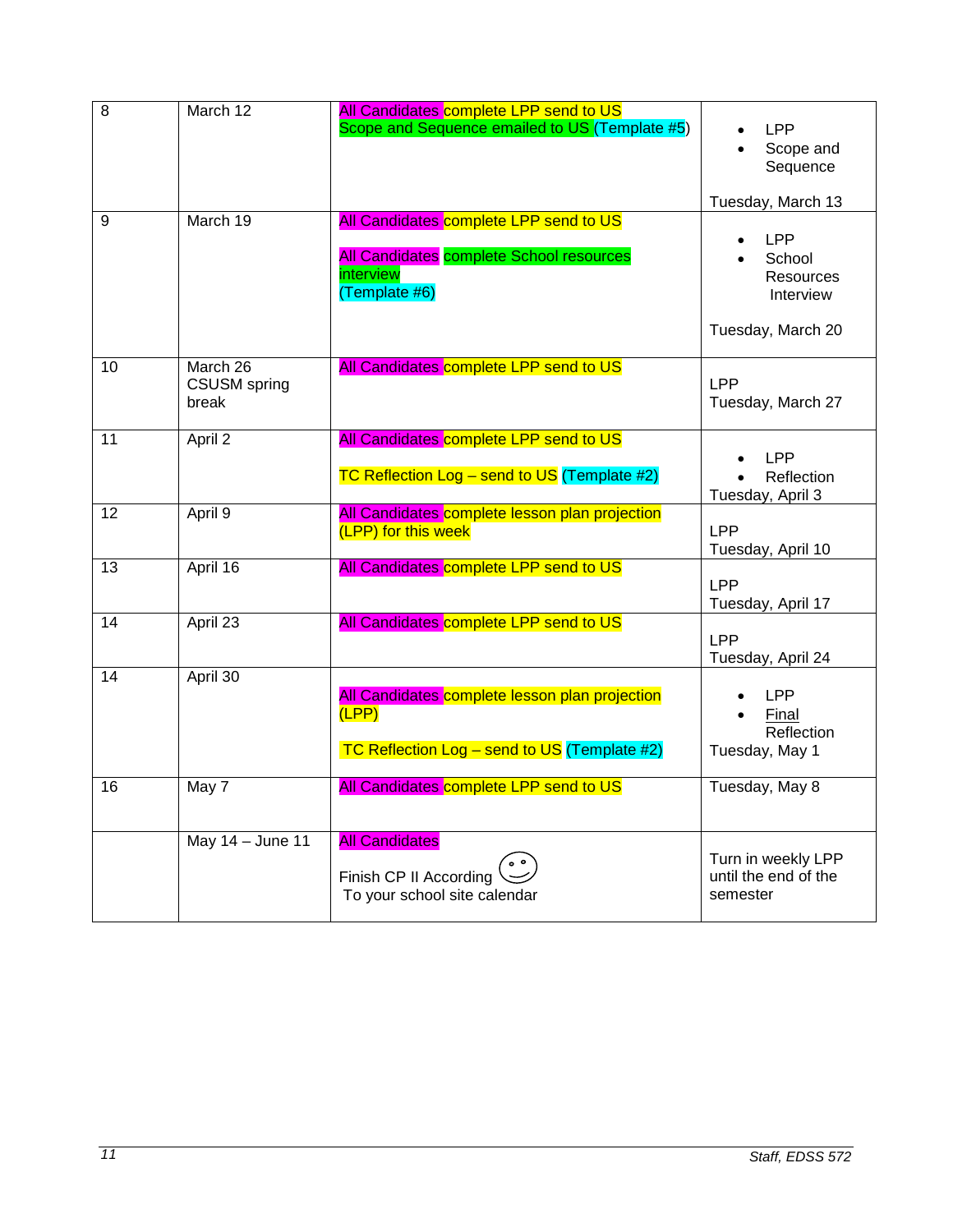| 8 | March 12 | All Candidates complete LPP send to US<br>Scope and Sequence emailed to US (Template #5) | • LPP<br>• Scope and Sequence<br><br>Tuesday, March 13 |
|---|---|---|---|
| 9 | March 19 | All Candidates complete LPP send to US<br><br>All Candidates complete School resources interview<br>(Template #6) | • LPP<br>• School Resources Interview<br><br>Tuesday, March 20 |
| 10 | March 26<br>CSUSM spring break | All Candidates complete LPP send to US | LPP<br>Tuesday, March 27 |
| 11 | April 2 | All Candidates complete LPP send to US<br><br>TC Reflection Log – send to US (Template #2) | • LPP<br>• Reflection<br>Tuesday, April 3 |
| 12 | April 9 | All Candidates complete lesson plan projection (LPP) for this week | LPP<br>Tuesday, April 10 |
| 13 | April 16 | All Candidates complete LPP send to US | LPP<br>Tuesday, April 17 |
| 14 | April 23 | All Candidates complete LPP send to US | LPP<br>Tuesday, April 24 |
| 14 | April 30 | All Candidates complete lesson plan projection (LPP)<br><br>TC Reflection Log – send to US (Template #2) | • LPP<br>• <u>Final</u> Reflection<br>Tuesday, May 1 |
| 16 | May 7 | All Candidates complete LPP send to US | Tuesday, May 8 |
| | May 14 – June 11 | All Candidates<br><br>Finish CP II According To your school site calendar ☺ | Turn in weekly LPP until the end of the semester |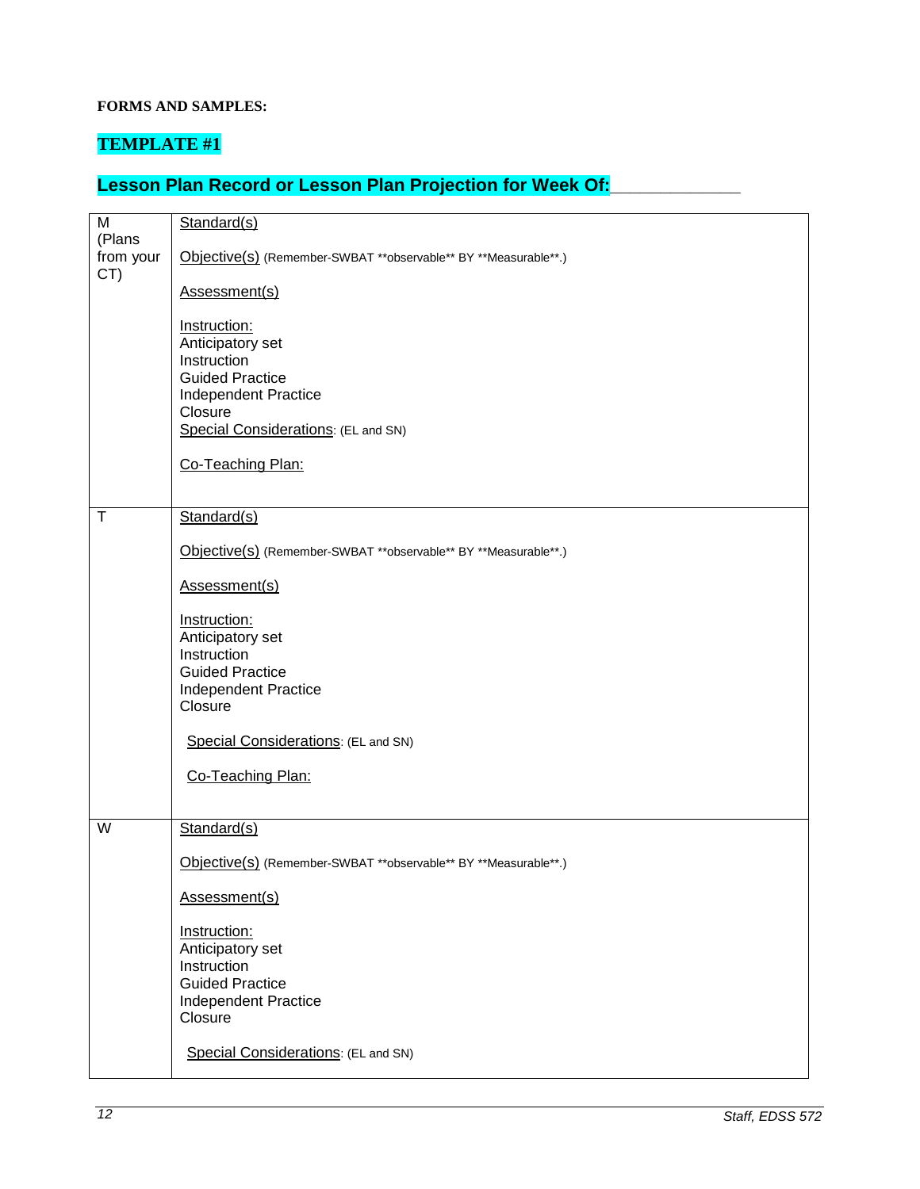**FORMS AND SAMPLES:**

**TEMPLATE #1**

## Lesson Plan Record or Lesson Plan Projection for Week Of:_____________

| | |
|---|---|
| M (Plans from your CT) | Standard(s)<br><br>Objective(s) (Remember-SWBAT \*\*observable\*\* BY \*\*Measurable\*\*.)<br><br>Assessment(s)<br><br>Instruction:<br>Anticipatory set<br>Instruction<br>Guided Practice<br>Independent Practice<br>Closure<br>Special Considerations: (EL and SN)<br><br>Co-Teaching Plan: |
| T | Standard(s)<br><br>Objective(s) (Remember-SWBAT \*\*observable\*\* BY \*\*Measurable\*\*.)<br><br>Assessment(s)<br><br>Instruction:<br>Anticipatory set<br>Instruction<br>Guided Practice<br>Independent Practice<br>Closure<br><br>Special Considerations: (EL and SN)<br><br>Co-Teaching Plan: |
| W | Standard(s)<br><br>Objective(s) (Remember-SWBAT \*\*observable\*\* BY \*\*Measurable\*\*.)<br><br>Assessment(s)<br><br>Instruction:<br>Anticipatory set<br>Instruction<br>Guided Practice<br>Independent Practice<br>Closure<br><br>Special Considerations: (EL and SN) |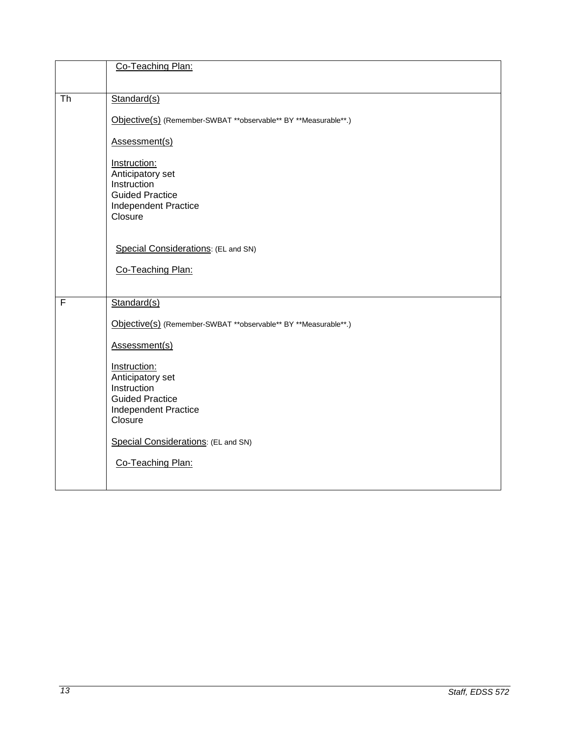| | |
|---|---|
| | Co-Teaching Plan: |
| Th | Standard(s)<br><br>Objective(s) (Remember-SWBAT **observable** BY **Measurable**.)<br><br>Assessment(s)<br><br>Instruction:<br>Anticipatory set<br>Instruction<br>Guided Practice<br>Independent Practice<br>Closure<br><br>Special Considerations: (EL and SN)<br><br>Co-Teaching Plan: |
| F | Standard(s)<br><br>Objective(s) (Remember-SWBAT **observable** BY **Measurable**.)<br><br>Assessment(s)<br><br>Instruction:<br>Anticipatory set<br>Instruction<br>Guided Practice<br>Independent Practice<br>Closure<br><br>Special Considerations: (EL and SN)<br><br>Co-Teaching Plan: |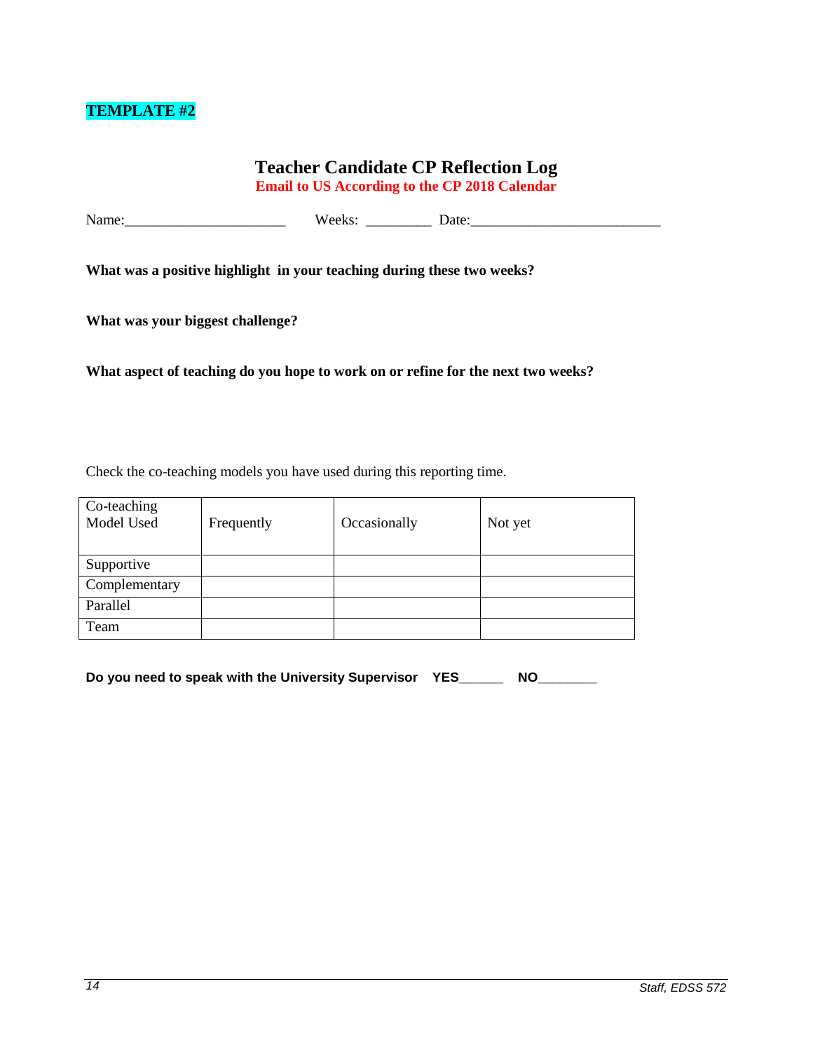**TEMPLATE #2**

# Teacher Candidate CP Reflection Log

**Email to US According to the CP 2018 Calendar**

Name:______________________ Weeks: _________ Date:__________________________

**What was a positive highlight in your teaching during these two weeks?**

**What was your biggest challenge?**

**What aspect of teaching do you hope to work on or refine for the next two weeks?**

Check the co-teaching models you have used during this reporting time.

| Co-teaching Model Used | Frequently | Occasionally | Not yet |
|---|---|---|---|
| Supportive | | | |
| Complementary | | | |
| Parallel | | | |
| Team | | | |

**Do you need to speak with the University Supervisor YES______ NO________**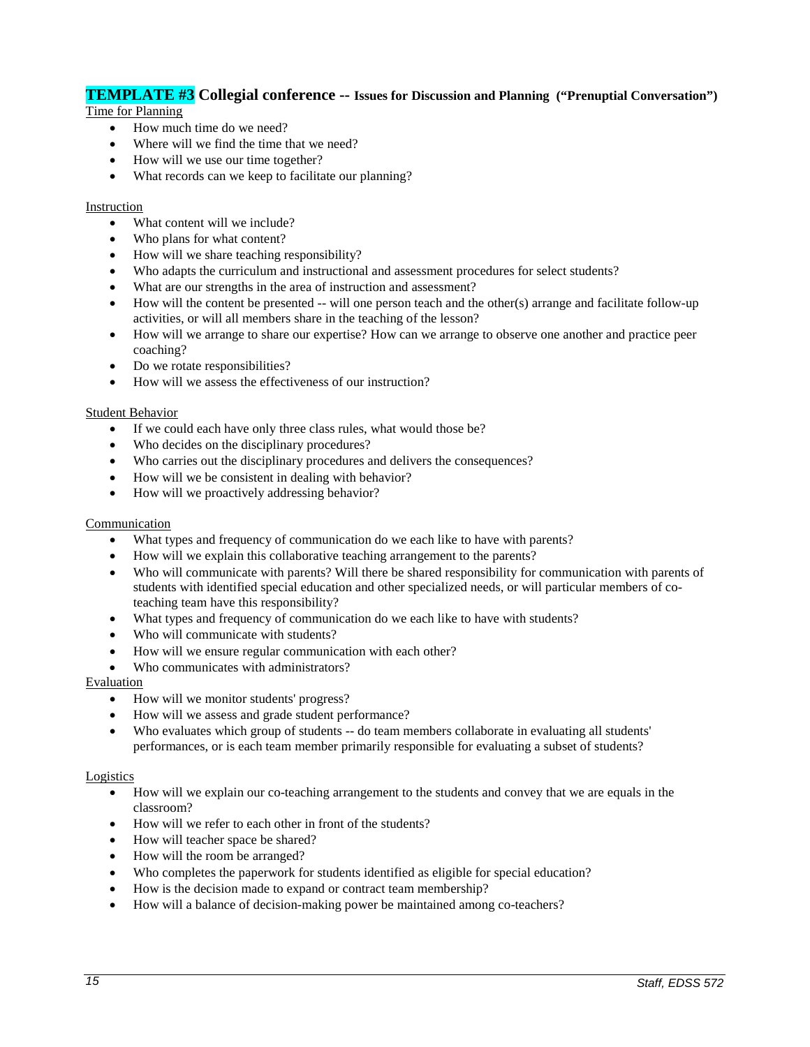## **TEMPLATE #3 Collegial conference -- Issues for Discussion and Planning ("Prenuptial Conversation")**

Time for Planning

- How much time do we need?
- Where will we find the time that we need?
- How will we use our time together?
- What records can we keep to facilitate our planning?

Instruction

- What content will we include?
- Who plans for what content?
- How will we share teaching responsibility?
- Who adapts the curriculum and instructional and assessment procedures for select students?
- What are our strengths in the area of instruction and assessment?
- How will the content be presented -- will one person teach and the other(s) arrange and facilitate follow-up activities, or will all members share in the teaching of the lesson?
- How will we arrange to share our expertise? How can we arrange to observe one another and practice peer coaching?
- Do we rotate responsibilities?
- How will we assess the effectiveness of our instruction?

Student Behavior

- If we could each have only three class rules, what would those be?
- Who decides on the disciplinary procedures?
- Who carries out the disciplinary procedures and delivers the consequences?
- How will we be consistent in dealing with behavior?
- How will we proactively addressing behavior?

Communication

- What types and frequency of communication do we each like to have with parents?
- How will we explain this collaborative teaching arrangement to the parents?
- Who will communicate with parents? Will there be shared responsibility for communication with parents of students with identified special education and other specialized needs, or will particular members of co-teaching team have this responsibility?
- What types and frequency of communication do we each like to have with students?
- Who will communicate with students?
- How will we ensure regular communication with each other?
- Who communicates with administrators?

Evaluation

- How will we monitor students' progress?
- How will we assess and grade student performance?
- Who evaluates which group of students -- do team members collaborate in evaluating all students' performances, or is each team member primarily responsible for evaluating a subset of students?

Logistics

- How will we explain our co-teaching arrangement to the students and convey that we are equals in the classroom?
- How will we refer to each other in front of the students?
- How will teacher space be shared?
- How will the room be arranged?
- Who completes the paperwork for students identified as eligible for special education?
- How is the decision made to expand or contract team membership?
- How will a balance of decision-making power be maintained among co-teachers?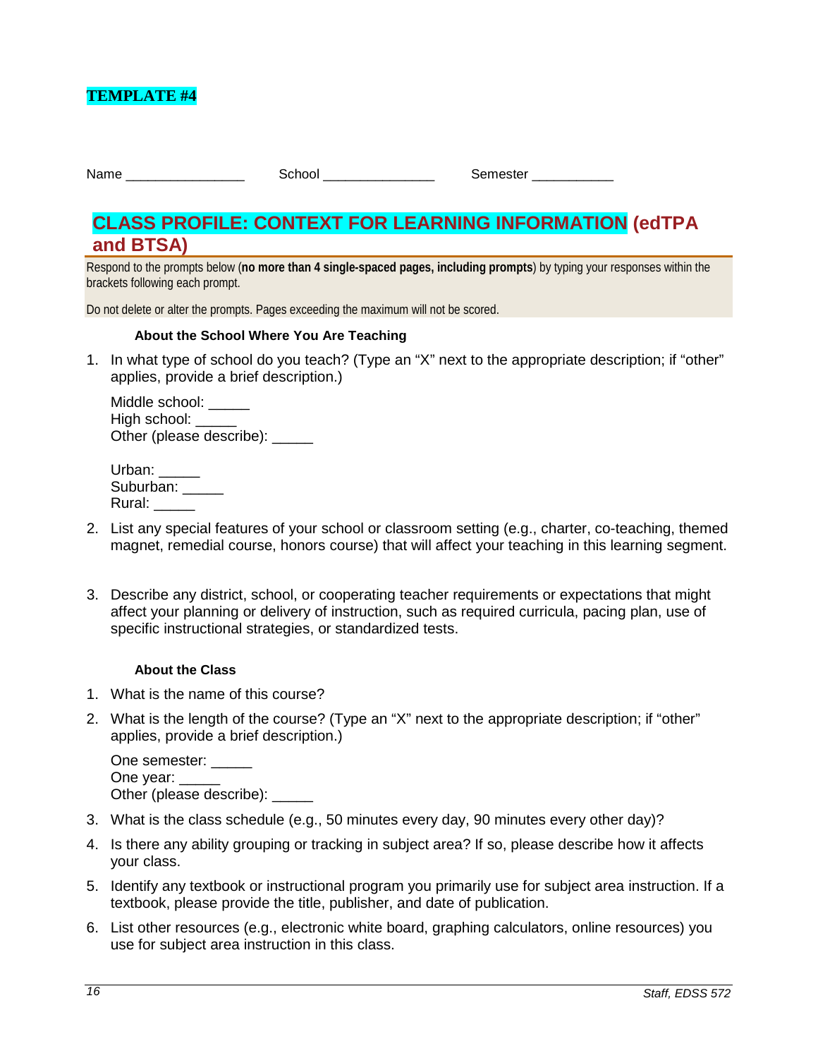**TEMPLATE #4**

Name ________________ School _______________ Semester ___________

## CLASS PROFILE: CONTEXT FOR LEARNING INFORMATION (edTPA and BTSA)

Respond to the prompts below (**no more than 4 single-spaced pages, including prompts**) by typing your responses within the brackets following each prompt.

Do not delete or alter the prompts. Pages exceeding the maximum will not be scored.

#### About the School Where You Are Teaching

1. In what type of school do you teach? (Type an "X" next to the appropriate description; if "other" applies, provide a brief description.)

   Middle school: _____
   High school: _____
   Other (please describe): _____

   Urban: _____
   Suburban: _____
   Rural: _____

2. List any special features of your school or classroom setting (e.g., charter, co-teaching, themed magnet, remedial course, honors course) that will affect your teaching in this learning segment.

3. Describe any district, school, or cooperating teacher requirements or expectations that might affect your planning or delivery of instruction, such as required curricula, pacing plan, use of specific instructional strategies, or standardized tests.

#### About the Class

1. What is the name of this course?
2. What is the length of the course? (Type an "X" next to the appropriate description; if "other" applies, provide a brief description.)

   One semester: _____
   One year: _____
   Other (please describe): _____

3. What is the class schedule (e.g., 50 minutes every day, 90 minutes every other day)?
4. Is there any ability grouping or tracking in subject area? If so, please describe how it affects your class.
5. Identify any textbook or instructional program you primarily use for subject area instruction. If a textbook, please provide the title, publisher, and date of publication.
6. List other resources (e.g., electronic white board, graphing calculators, online resources) you use for subject area instruction in this class.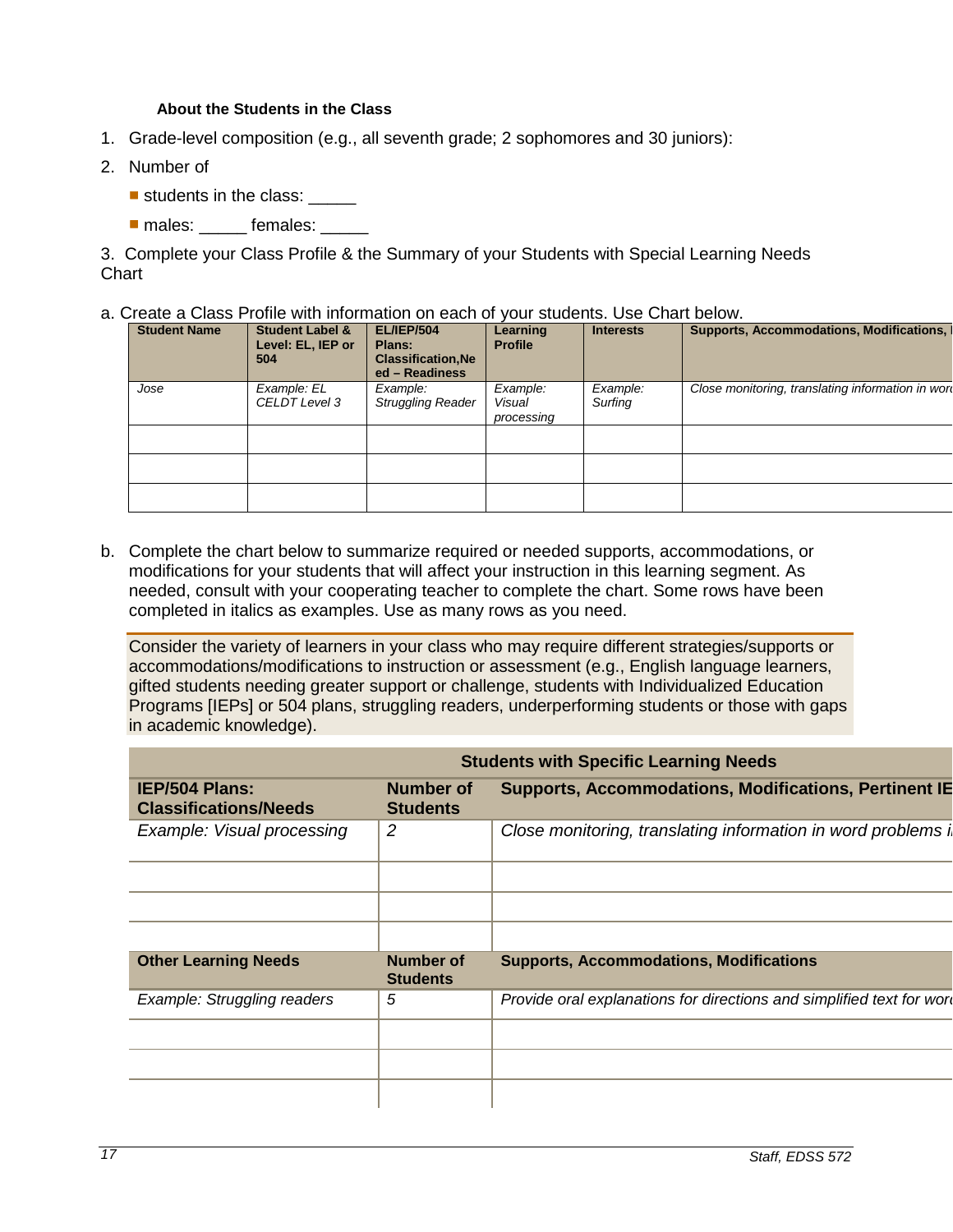**About the Students in the Class**

1. Grade-level composition (e.g., all seventh grade; 2 sophomores and 30 juniors):
2. Number of
   - students in the class: _____
   - males: _____ females: _____

3. Complete your Class Profile & the Summary of your Students with Special Learning Needs Chart

a. Create a Class Profile with information on each of your students. Use Chart below.

| Student Name | Student Label & Level: EL, IEP or 504 | EL/IEP/504 Plans: Classification,Need – Readiness | Learning Profile | Interests | Supports, Accommodations, Modifications, I |
|---|---|---|---|---|---|
| Jose | *Example: EL CELDT Level 3* | *Example: Struggling Reader* | *Example: Visual processing* | *Example: Surfing* | *Close monitoring, translating information in wor* |
| | | | | | |
| | | | | | |
| | | | | | |

b. Complete the chart below to summarize required or needed supports, accommodations, or modifications for your students that will affect your instruction in this learning segment. As needed, consult with your cooperating teacher to complete the chart. Some rows have been completed in italics as examples. Use as many rows as you need.

Consider the variety of learners in your class who may require different strategies/supports or accommodations/modifications to instruction or assessment (e.g., English language learners, gifted students needing greater support or challenge, students with Individualized Education Programs [IEPs] or 504 plans, struggling readers, underperforming students or those with gaps in academic knowledge).

| Students with Specific Learning Needs | | |
|---|---|---|
| **IEP/504 Plans: Classifications/Needs** | **Number of Students** | **Supports, Accommodations, Modifications, Pertinent IE** |
| *Example: Visual processing* | *2* | *Close monitoring, translating information in word problems i* |
| | | |
| | | |
| | | |
| **Other Learning Needs** | **Number of Students** | **Supports, Accommodations, Modifications** |
| *Example: Struggling readers* | *5* | *Provide oral explanations for directions and simplified text for word* |
| | | |
| | | |
| | | |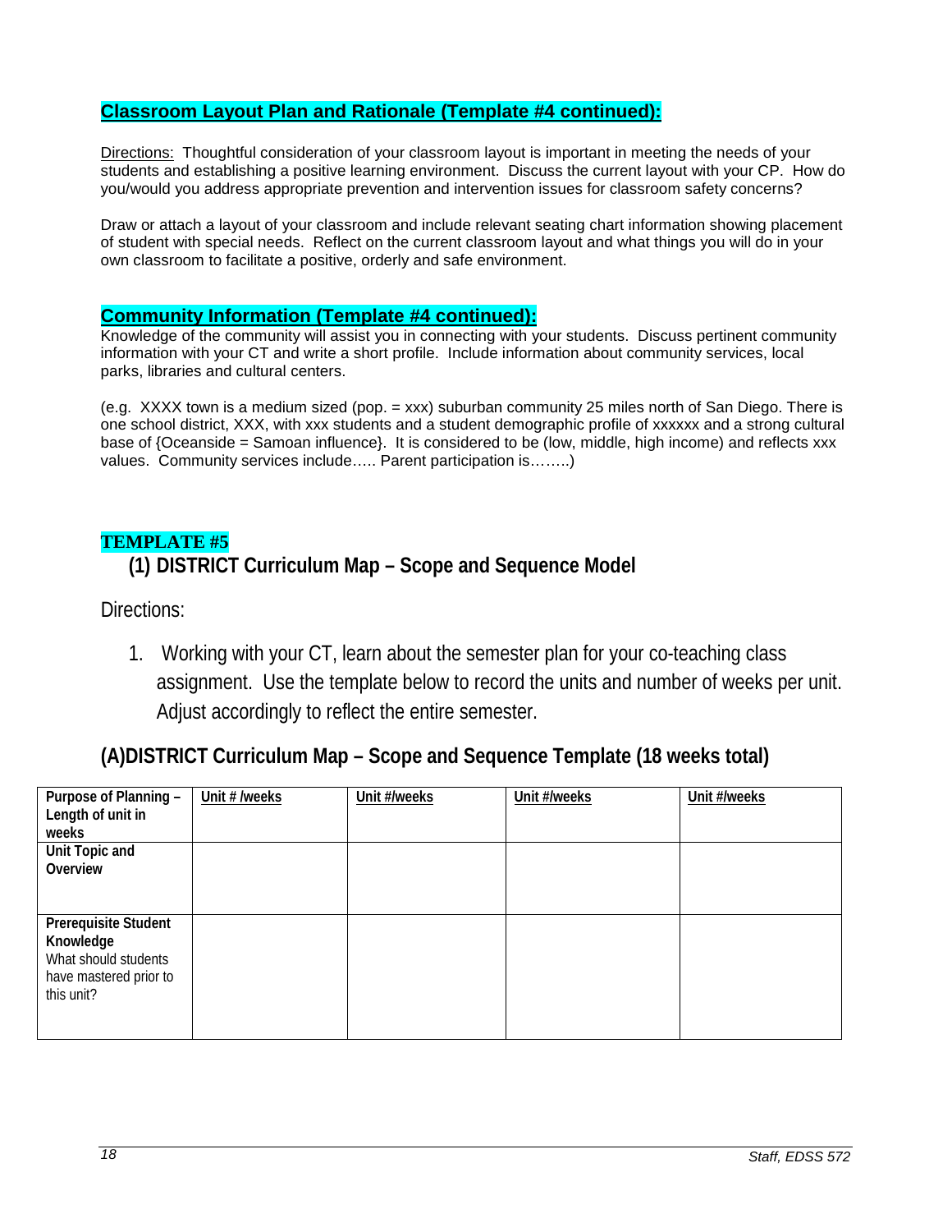## Classroom Layout Plan and Rationale (Template #4 continued):

Directions: Thoughtful consideration of your classroom layout is important in meeting the needs of your students and establishing a positive learning environment. Discuss the current layout with your CP. How do you/would you address appropriate prevention and intervention issues for classroom safety concerns?

Draw or attach a layout of your classroom and include relevant seating chart information showing placement of student with special needs. Reflect on the current classroom layout and what things you will do in your own classroom to facilitate a positive, orderly and safe environment.

## Community Information (Template #4 continued):

Knowledge of the community will assist you in connecting with your students. Discuss pertinent community information with your CT and write a short profile. Include information about community services, local parks, libraries and cultural centers.

(e.g. XXXX town is a medium sized (pop. = xxx) suburban community 25 miles north of San Diego. There is one school district, XXX, with xxx students and a student demographic profile of xxxxxx and a strong cultural base of {Oceanside = Samoan influence}. It is considered to be (low, middle, high income) and reflects xxx values. Community services include….. Parent participation is……..)

## TEMPLATE #5

### (1) DISTRICT Curriculum Map – Scope and Sequence Model

Directions:

1. Working with your CT, learn about the semester plan for your co-teaching class assignment. Use the template below to record the units and number of weeks per unit. Adjust accordingly to reflect the entire semester.

### (A)DISTRICT Curriculum Map – Scope and Sequence Template (18 weeks total)

| **Purpose of Planning – Length of unit in weeks** | **Unit # /weeks** | **Unit #/weeks** | **Unit #/weeks** | **Unit #/weeks** |
|---|---|---|---|---|
| **Unit Topic and Overview** | | | | |
| **Prerequisite Student Knowledge** What should students have mastered prior to this unit? | | | | |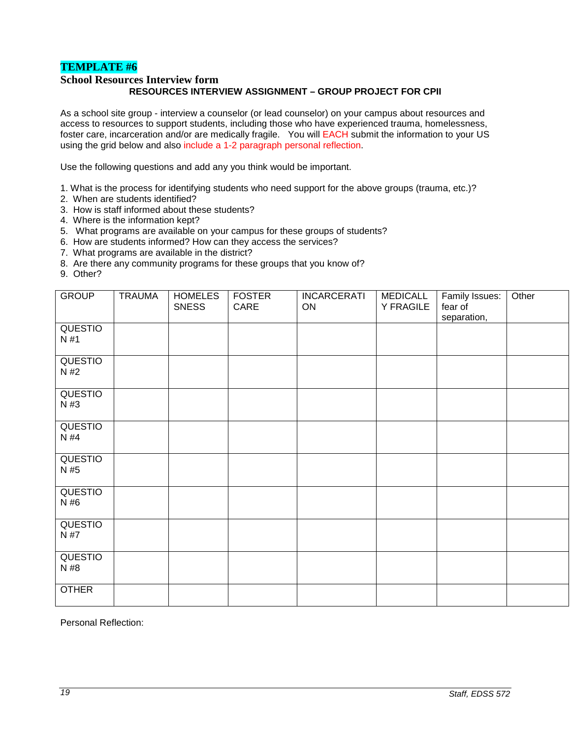**TEMPLATE #6**

**School Resources Interview form**

**RESOURCES INTERVIEW ASSIGNMENT – GROUP PROJECT FOR CPII**

As a school site group - interview a counselor (or lead counselor) on your campus about resources and access to resources to support students, including those who have experienced trauma, homelessness, foster care, incarceration and/or are medically fragile. You will EACH submit the information to your US using the grid below and also include a 1-2 paragraph personal reflection.

Use the following questions and add any you think would be important.

1. What is the process for identifying students who need support for the above groups (trauma, etc.)?
2. When are students identified?
3. How is staff informed about these students?
4. Where is the information kept?
5. What programs are available on your campus for these groups of students?
6. How are students informed? How can they access the services?
7. What programs are available in the district?
8. Are there any community programs for these groups that you know of?
9. Other?

| GROUP | TRAUMA | HOMELESSNESS | FOSTER CARE | INCARCERATION | MEDICALLY FRAGILE | Family Issues: fear of separation, | Other |
|---|---|---|---|---|---|---|---|
| QUESTION #1 | | | | | | | |
| QUESTION #2 | | | | | | | |
| QUESTION #3 | | | | | | | |
| QUESTION #4 | | | | | | | |
| QUESTION #5 | | | | | | | |
| QUESTION #6 | | | | | | | |
| QUESTION #7 | | | | | | | |
| QUESTION #8 | | | | | | | |
| OTHER | | | | | | | |

Personal Reflection: